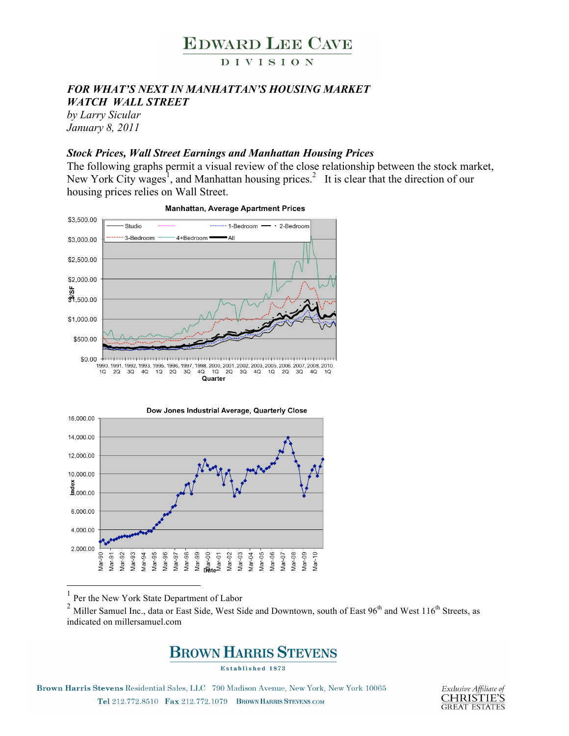# EDWARD LEE CAVE

DIVISION

***FOR WHAT'S NEXT IN MANHATTAN'S HOUSING MARKET***
***WATCH WALL STREET***
*by Larry Sicular*
*January 8, 2011*

## *Stock Prices, Wall Street Earnings and Manhattan Housing Prices*

The following graphs permit a visual review of the close relationship between the stock market, New York City wages[1], and Manhattan housing prices.[2] It is clear that the direction of our housing prices relies on Wall Street.

**Manhattan, Average Apartment Prices**

**Dow Jones Industrial Average, Quarterly Close**

---

[1] Per the New York State Department of Labor

[2] Miller Samuel Inc., data or East Side, West Side and Downtown, south of East 96th and West 116th Streets, as indicated on millersamuel.com

BROWN HARRIS STEVENS

Established 1873

Brown Harris Stevens Residential Sales, LLC 790 Madison Avenue, New York, New York 10065
Tel 212.772.8510 Fax 212.772.1079 BROWNHARRISSTEVENS.COM

Exclusive Affiliate of CHRISTIE'S GREAT ESTATES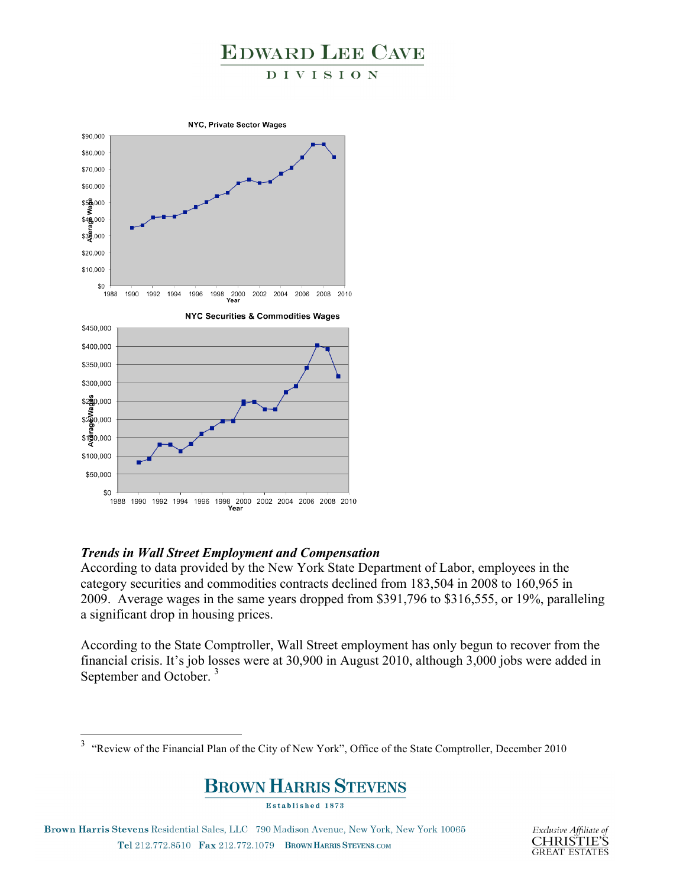### *Trends in Wall Street Employment and Compensation*

According to data provided by the New York State Department of Labor, employees in the category securities and commodities contracts declined from 183,504 in 2008 to 160,965 in 2009. Average wages in the same years dropped from $391,796 to $316,555, or 19%, paralleling a significant drop in housing prices.

According to the State Comptroller, Wall Street employment has only begun to recover from the financial crisis. It's job losses were at 30,900 in August 2010, although 3,000 jobs were added in September and October. [3]

---

[3] "Review of the Financial Plan of the City of New York", Office of the State Comptroller, December 2010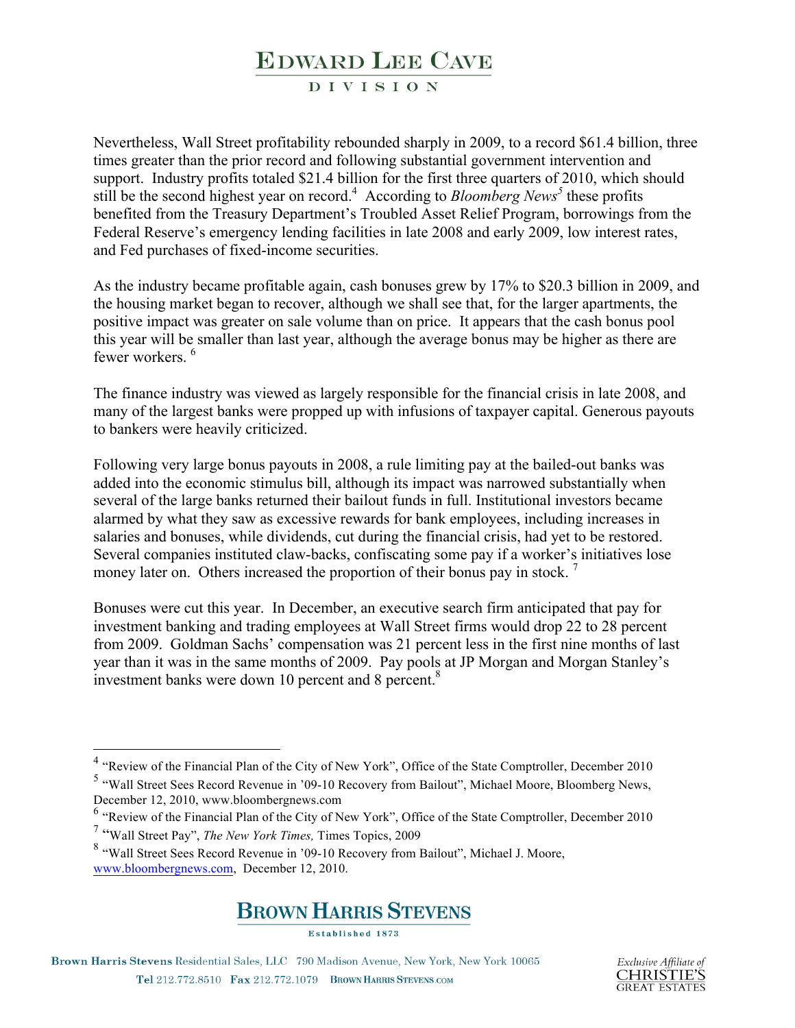Nevertheless, Wall Street profitability rebounded sharply in 2009, to a record $61.4 billion, three times greater than the prior record and following substantial government intervention and support. Industry profits totaled $21.4 billion for the first three quarters of 2010, which should still be the second highest year on record.[4] According to *Bloomberg News*[5] these profits benefited from the Treasury Department's Troubled Asset Relief Program, borrowings from the Federal Reserve's emergency lending facilities in late 2008 and early 2009, low interest rates, and Fed purchases of fixed-income securities.

As the industry became profitable again, cash bonuses grew by 17% to $20.3 billion in 2009, and the housing market began to recover, although we shall see that, for the larger apartments, the positive impact was greater on sale volume than on price. It appears that the cash bonus pool this year will be smaller than last year, although the average bonus may be higher as there are fewer workers.[6]

The finance industry was viewed as largely responsible for the financial crisis in late 2008, and many of the largest banks were propped up with infusions of taxpayer capital. Generous payouts to bankers were heavily criticized.

Following very large bonus payouts in 2008, a rule limiting pay at the bailed-out banks was added into the economic stimulus bill, although its impact was narrowed substantially when several of the large banks returned their bailout funds in full. Institutional investors became alarmed by what they saw as excessive rewards for bank employees, including increases in salaries and bonuses, while dividends, cut during the financial crisis, had yet to be restored. Several companies instituted claw-backs, confiscating some pay if a worker's initiatives lose money later on. Others increased the proportion of their bonus pay in stock.[7]

Bonuses were cut this year. In December, an executive search firm anticipated that pay for investment banking and trading employees at Wall Street firms would drop 22 to 28 percent from 2009. Goldman Sachs' compensation was 21 percent less in the first nine months of last year than it was in the same months of 2009. Pay pools at JP Morgan and Morgan Stanley's investment banks were down 10 percent and 8 percent.[8]

---

[4] "Review of the Financial Plan of the City of New York", Office of the State Comptroller, December 2010

[5] "Wall Street Sees Record Revenue in '09-10 Recovery from Bailout", Michael Moore, Bloomberg News, December 12, 2010, www.bloombergnews.com

[6] "Review of the Financial Plan of the City of New York", Office of the State Comptroller, December 2010

[7] "Wall Street Pay", *The New York Times,* Times Topics, 2009

[8] "Wall Street Sees Record Revenue in '09-10 Recovery from Bailout", Michael J. Moore, www.bloombergnews.com, December 12, 2010.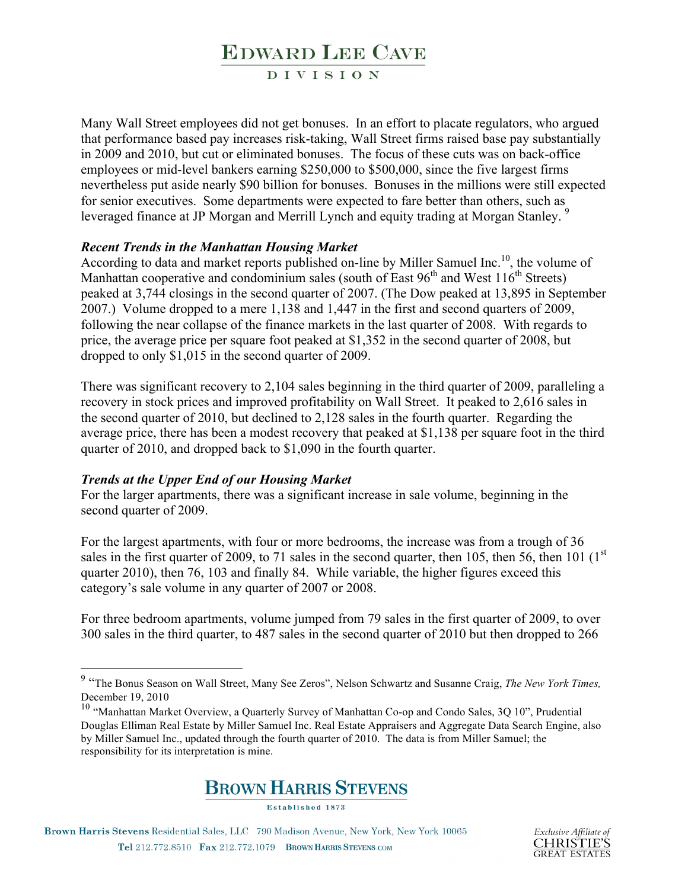Many Wall Street employees did not get bonuses. In an effort to placate regulators, who argued that performance based pay increases risk-taking, Wall Street firms raised base pay substantially in 2009 and 2010, but cut or eliminated bonuses. The focus of these cuts was on back-office employees or mid-level bankers earning $250,000 to $500,000, since the five largest firms nevertheless put aside nearly $90 billion for bonuses. Bonuses in the millions were still expected for senior executives. Some departments were expected to fare better than others, such as leveraged finance at JP Morgan and Merrill Lynch and equity trading at Morgan Stanley. [9]

***Recent Trends in the Manhattan Housing Market***

According to data and market reports published on-line by Miller Samuel Inc.[10], the volume of Manhattan cooperative and condominium sales (south of East 96th and West 116th Streets) peaked at 3,744 closings in the second quarter of 2007. (The Dow peaked at 13,895 in September 2007.) Volume dropped to a mere 1,138 and 1,447 in the first and second quarters of 2009, following the near collapse of the finance markets in the last quarter of 2008. With regards to price, the average price per square foot peaked at $1,352 in the second quarter of 2008, but dropped to only $1,015 in the second quarter of 2009.

There was significant recovery to 2,104 sales beginning in the third quarter of 2009, paralleling a recovery in stock prices and improved profitability on Wall Street. It peaked to 2,616 sales in the second quarter of 2010, but declined to 2,128 sales in the fourth quarter. Regarding the average price, there has been a modest recovery that peaked at $1,138 per square foot in the third quarter of 2010, and dropped back to $1,090 in the fourth quarter.

***Trends at the Upper End of our Housing Market***

For the larger apartments, there was a significant increase in sale volume, beginning in the second quarter of 2009.

For the largest apartments, with four or more bedrooms, the increase was from a trough of 36 sales in the first quarter of 2009, to 71 sales in the second quarter, then 105, then 56, then 101 (1st quarter 2010), then 76, 103 and finally 84. While variable, the higher figures exceed this category's sale volume in any quarter of 2007 or 2008.

For three bedroom apartments, volume jumped from 79 sales in the first quarter of 2009, to over 300 sales in the third quarter, to 487 sales in the second quarter of 2010 but then dropped to 266

---

[9] "The Bonus Season on Wall Street, Many See Zeros", Nelson Schwartz and Susanne Craig, *The New York Times,* December 19, 2010

[10] "Manhattan Market Overview, a Quarterly Survey of Manhattan Co-op and Condo Sales, 3Q 10", Prudential Douglas Elliman Real Estate by Miller Samuel Inc. Real Estate Appraisers and Aggregate Data Search Engine, also by Miller Samuel Inc., updated through the fourth quarter of 2010. The data is from Miller Samuel; the responsibility for its interpretation is mine.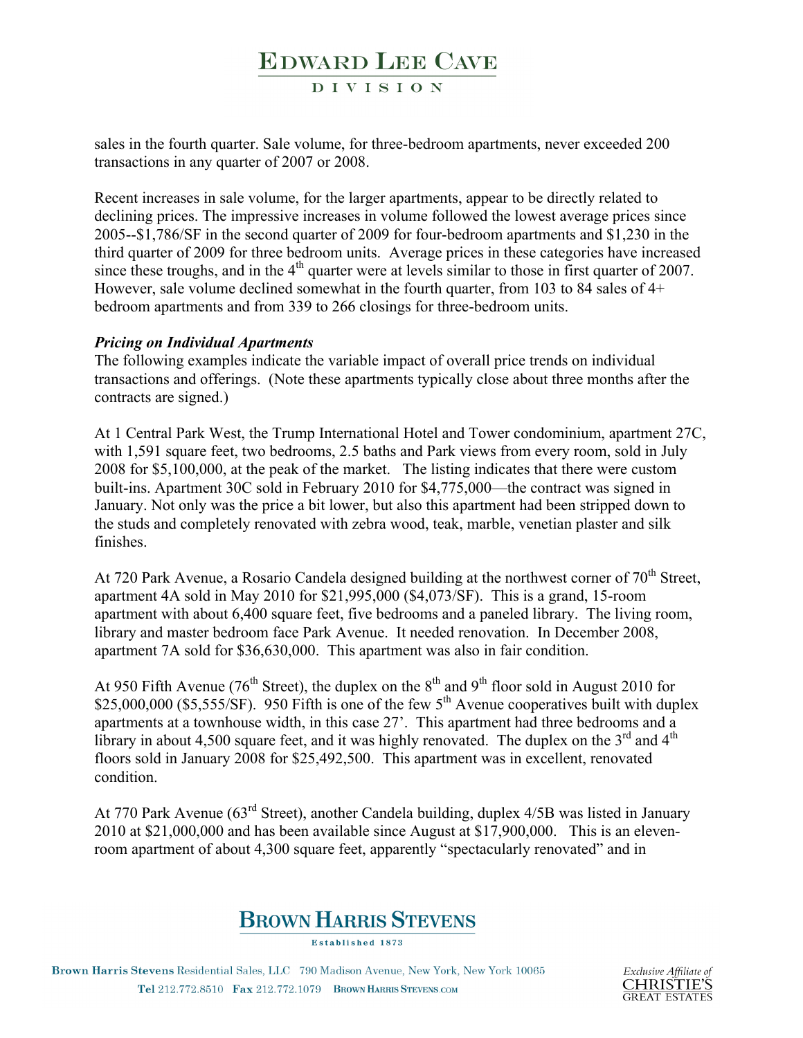sales in the fourth quarter. Sale volume, for three-bedroom apartments, never exceeded 200 transactions in any quarter of 2007 or 2008.

Recent increases in sale volume, for the larger apartments, appear to be directly related to declining prices. The impressive increases in volume followed the lowest average prices since 2005--$1,786/SF in the second quarter of 2009 for four-bedroom apartments and $1,230 in the third quarter of 2009 for three bedroom units. Average prices in these categories have increased since these troughs, and in the 4th quarter were at levels similar to those in first quarter of 2007. However, sale volume declined somewhat in the fourth quarter, from 103 to 84 sales of 4+ bedroom apartments and from 339 to 266 closings for three-bedroom units.

***Pricing on Individual Apartments***

The following examples indicate the variable impact of overall price trends on individual transactions and offerings. (Note these apartments typically close about three months after the contracts are signed.)

At 1 Central Park West, the Trump International Hotel and Tower condominium, apartment 27C, with 1,591 square feet, two bedrooms, 2.5 baths and Park views from every room, sold in July 2008 for $5,100,000, at the peak of the market. The listing indicates that there were custom built-ins. Apartment 30C sold in February 2010 for $4,775,000—the contract was signed in January. Not only was the price a bit lower, but also this apartment had been stripped down to the studs and completely renovated with zebra wood, teak, marble, venetian plaster and silk finishes.

At 720 Park Avenue, a Rosario Candela designed building at the northwest corner of 70th Street, apartment 4A sold in May 2010 for $21,995,000 ($4,073/SF). This is a grand, 15-room apartment with about 6,400 square feet, five bedrooms and a paneled library. The living room, library and master bedroom face Park Avenue. It needed renovation. In December 2008, apartment 7A sold for $36,630,000. This apartment was also in fair condition.

At 950 Fifth Avenue (76th Street), the duplex on the 8th and 9th floor sold in August 2010 for $25,000,000 ($5,555/SF). 950 Fifth is one of the few 5th Avenue cooperatives built with duplex apartments at a townhouse width, in this case 27'. This apartment had three bedrooms and a library in about 4,500 square feet, and it was highly renovated. The duplex on the 3rd and 4th floors sold in January 2008 for $25,492,500. This apartment was in excellent, renovated condition.

At 770 Park Avenue (63rd Street), another Candela building, duplex 4/5B was listed in January 2010 at $21,000,000 and has been available since August at $17,900,000. This is an eleven-room apartment of about 4,300 square feet, apparently "spectacularly renovated" and in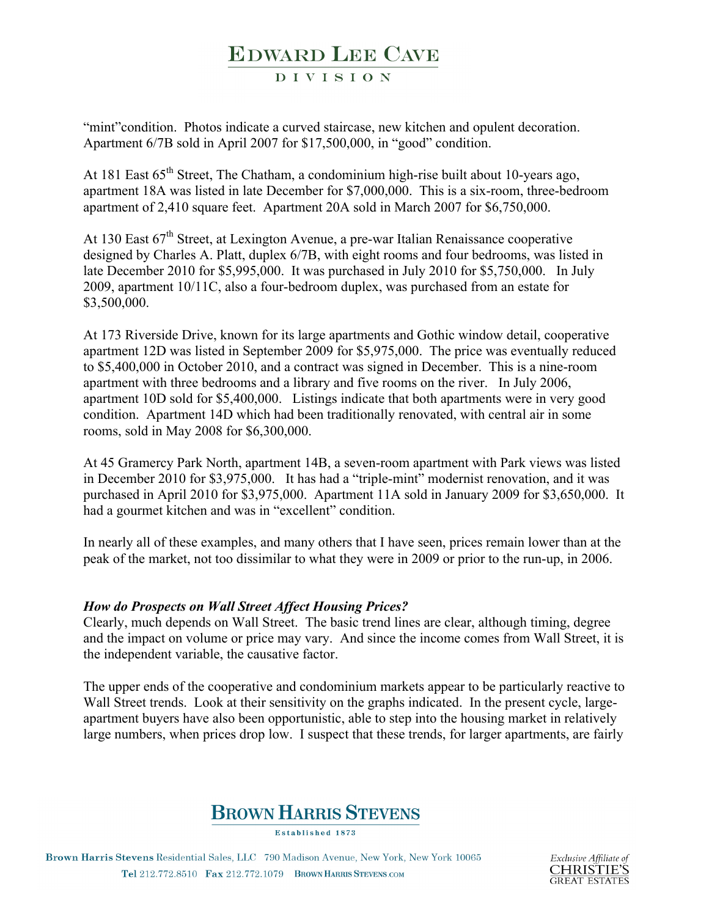"mint"condition. Photos indicate a curved staircase, new kitchen and opulent decoration. Apartment 6/7B sold in April 2007 for $17,500,000, in "good" condition.

At 181 East 65th Street, The Chatham, a condominium high-rise built about 10-years ago, apartment 18A was listed in late December for $7,000,000. This is a six-room, three-bedroom apartment of 2,410 square feet. Apartment 20A sold in March 2007 for $6,750,000.

At 130 East 67th Street, at Lexington Avenue, a pre-war Italian Renaissance cooperative designed by Charles A. Platt, duplex 6/7B, with eight rooms and four bedrooms, was listed in late December 2010 for $5,995,000. It was purchased in July 2010 for $5,750,000. In July 2009, apartment 10/11C, also a four-bedroom duplex, was purchased from an estate for $3,500,000.

At 173 Riverside Drive, known for its large apartments and Gothic window detail, cooperative apartment 12D was listed in September 2009 for $5,975,000. The price was eventually reduced to $5,400,000 in October 2010, and a contract was signed in December. This is a nine-room apartment with three bedrooms and a library and five rooms on the river. In July 2006, apartment 10D sold for $5,400,000. Listings indicate that both apartments were in very good condition. Apartment 14D which had been traditionally renovated, with central air in some rooms, sold in May 2008 for $6,300,000.

At 45 Gramercy Park North, apartment 14B, a seven-room apartment with Park views was listed in December 2010 for $3,975,000. It has had a "triple-mint" modernist renovation, and it was purchased in April 2010 for $3,975,000. Apartment 11A sold in January 2009 for $3,650,000. It had a gourmet kitchen and was in "excellent" condition.

In nearly all of these examples, and many others that I have seen, prices remain lower than at the peak of the market, not too dissimilar to what they were in 2009 or prior to the run-up, in 2006.

***How do Prospects on Wall Street Affect Housing Prices?***

Clearly, much depends on Wall Street. The basic trend lines are clear, although timing, degree and the impact on volume or price may vary. And since the income comes from Wall Street, it is the independent variable, the causative factor.

The upper ends of the cooperative and condominium markets appear to be particularly reactive to Wall Street trends. Look at their sensitivity on the graphs indicated. In the present cycle, large-apartment buyers have also been opportunistic, able to step into the housing market in relatively large numbers, when prices drop low. I suspect that these trends, for larger apartments, are fairly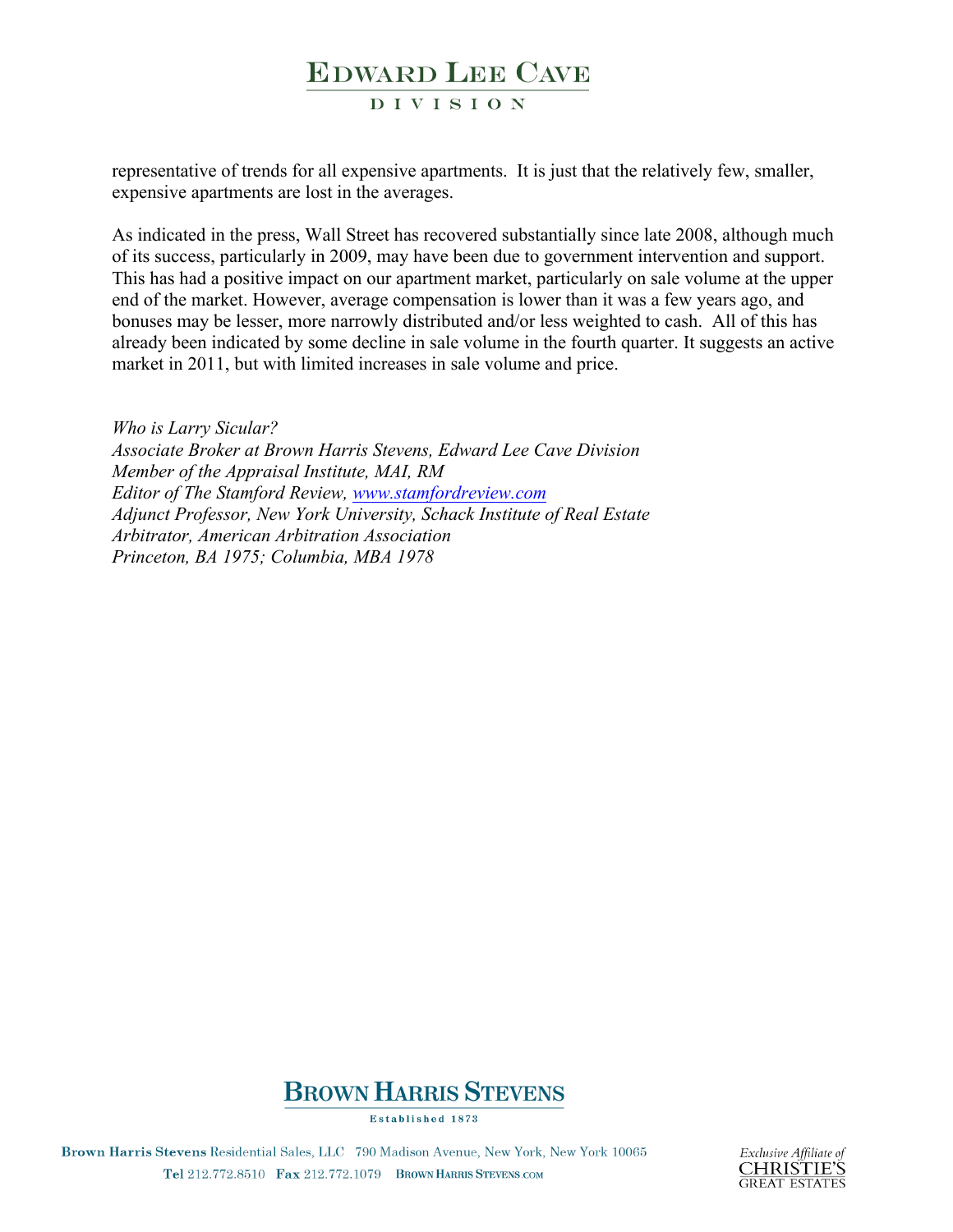representative of trends for all expensive apartments. It is just that the relatively few, smaller, expensive apartments are lost in the averages.

As indicated in the press, Wall Street has recovered substantially since late 2008, although much of its success, particularly in 2009, may have been due to government intervention and support. This has had a positive impact on our apartment market, particularly on sale volume at the upper end of the market. However, average compensation is lower than it was a few years ago, and bonuses may be lesser, more narrowly distributed and/or less weighted to cash. All of this has already been indicated by some decline in sale volume in the fourth quarter. It suggests an active market in 2011, but with limited increases in sale volume and price.

*Who is Larry Sicular?*
*Associate Broker at Brown Harris Stevens, Edward Lee Cave Division*
*Member of the Appraisal Institute, MAI, RM*
*Editor of The Stamford Review, [www.stamfordreview.com](http://www.stamfordreview.com)*
*Adjunct Professor, New York University, Schack Institute of Real Estate*
*Arbitrator, American Arbitration Association*
*Princeton, BA 1975; Columbia, MBA 1978*